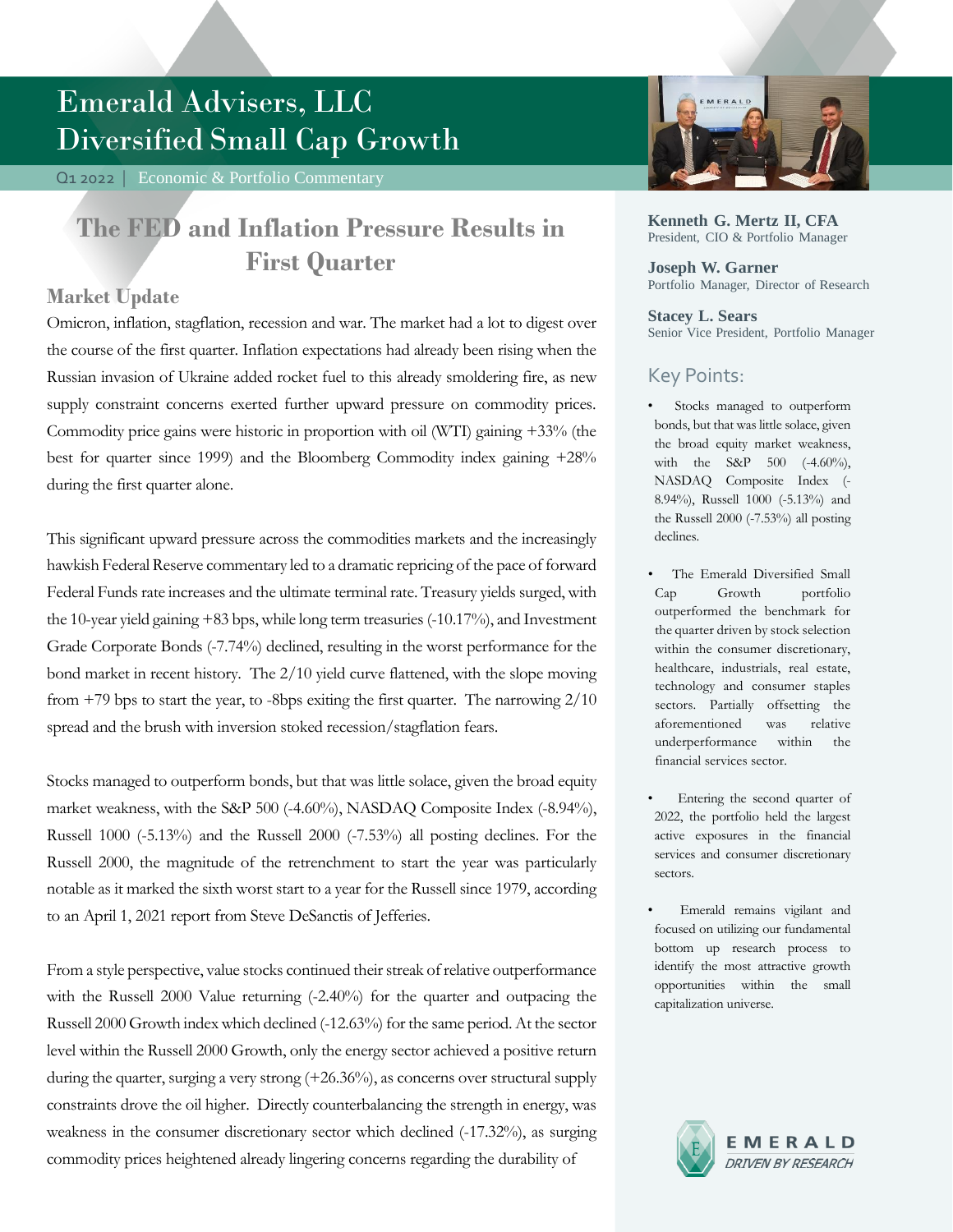# Emerald Advisers, LLC
# Diversified Small Cap Growth

Q1 2022 | Economic & Portfolio Commentary

## The FED and Inflation Pressure Results in First Quarter

### Market Update

Omicron, inflation, stagflation, recession and war. The market had a lot to digest over the course of the first quarter. Inflation expectations had already been rising when the Russian invasion of Ukraine added rocket fuel to this already smoldering fire, as new supply constraint concerns exerted further upward pressure on commodity prices. Commodity price gains were historic in proportion with oil (WTI) gaining +33% (the best for quarter since 1999) and the Bloomberg Commodity index gaining +28% during the first quarter alone.

This significant upward pressure across the commodities markets and the increasingly hawkish Federal Reserve commentary led to a dramatic repricing of the pace of forward Federal Funds rate increases and the ultimate terminal rate. Treasury yields surged, with the 10-year yield gaining +83 bps, while long term treasuries (-10.17%), and Investment Grade Corporate Bonds (-7.74%) declined, resulting in the worst performance for the bond market in recent history. The 2/10 yield curve flattened, with the slope moving from +79 bps to start the year, to -8bps exiting the first quarter. The narrowing 2/10 spread and the brush with inversion stoked recession/stagflation fears.

Stocks managed to outperform bonds, but that was little solace, given the broad equity market weakness, with the S&P 500 (-4.60%), NASDAQ Composite Index (-8.94%), Russell 1000 (-5.13%) and the Russell 2000 (-7.53%) all posting declines. For the Russell 2000, the magnitude of the retrenchment to start the year was particularly notable as it marked the sixth worst start to a year for the Russell since 1979, according to an April 1, 2021 report from Steve DeSanctis of Jefferies.

From a style perspective, value stocks continued their streak of relative outperformance with the Russell 2000 Value returning (-2.40%) for the quarter and outpacing the Russell 2000 Growth index which declined (-12.63%) for the same period. At the sector level within the Russell 2000 Growth, only the energy sector achieved a positive return during the quarter, surging a very strong (+26.36%), as concerns over structural supply constraints drove the oil higher. Directly counterbalancing the strength in energy, was weakness in the consumer discretionary sector which declined (-17.32%), as surging commodity prices heightened already lingering concerns regarding the durability of

---

**Kenneth G. Mertz II, CFA**
President, CIO & Portfolio Manager

**Joseph W. Garner**
Portfolio Manager, Director of Research

**Stacey L. Sears**
Senior Vice President, Portfolio Manager

### Key Points:

- Stocks managed to outperform bonds, but that was little solace, given the broad equity market weakness, with the S&P 500 (-4.60%), NASDAQ Composite Index (-8.94%), Russell 1000 (-5.13%) and the Russell 2000 (-7.53%) all posting declines.
- The Emerald Diversified Small Cap Growth portfolio outperformed the benchmark for the quarter driven by stock selection within the consumer discretionary, healthcare, industrials, real estate, technology and consumer staples sectors. Partially offsetting the aforementioned was relative underperformance within the financial services sector.
- Entering the second quarter of 2022, the portfolio held the largest active exposures in the financial services and consumer discretionary sectors.
- Emerald remains vigilant and focused on utilizing our fundamental bottom up research process to identify the most attractive growth opportunities within the small capitalization universe.

EMERALD
DRIVEN BY RESEARCH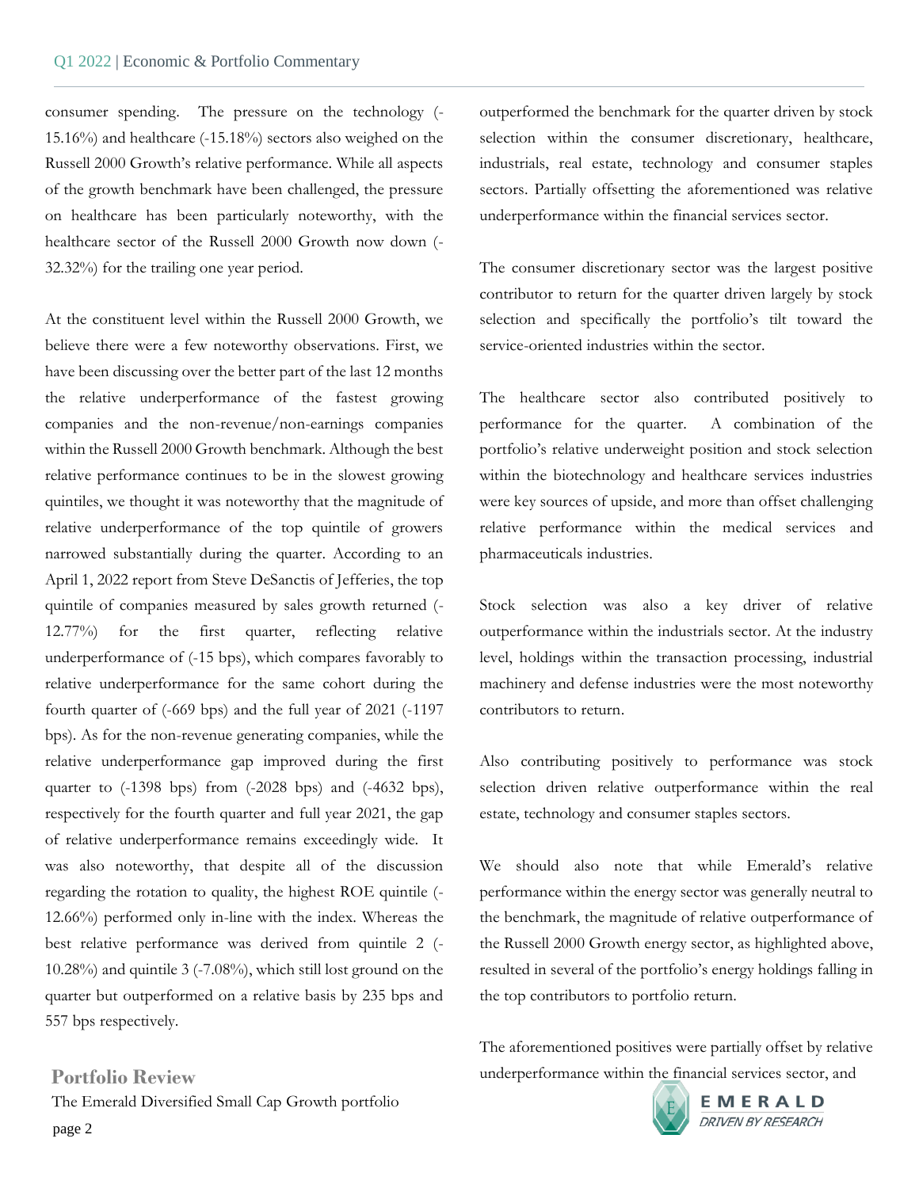consumer spending. The pressure on the technology (-15.16%) and healthcare (-15.18%) sectors also weighed on the Russell 2000 Growth's relative performance. While all aspects of the growth benchmark have been challenged, the pressure on healthcare has been particularly noteworthy, with the healthcare sector of the Russell 2000 Growth now down (-32.32%) for the trailing one year period.

At the constituent level within the Russell 2000 Growth, we believe there were a few noteworthy observations. First, we have been discussing over the better part of the last 12 months the relative underperformance of the fastest growing companies and the non-revenue/non-earnings companies within the Russell 2000 Growth benchmark. Although the best relative performance continues to be in the slowest growing quintiles, we thought it was noteworthy that the magnitude of relative underperformance of the top quintile of growers narrowed substantially during the quarter. According to an April 1, 2022 report from Steve DeSanctis of Jefferies, the top quintile of companies measured by sales growth returned (-12.77%) for the first quarter, reflecting relative underperformance of (-15 bps), which compares favorably to relative underperformance for the same cohort during the fourth quarter of (-669 bps) and the full year of 2021 (-1197 bps). As for the non-revenue generating companies, while the relative underperformance gap improved during the first quarter to (-1398 bps) from (-2028 bps) and (-4632 bps), respectively for the fourth quarter and full year 2021, the gap of relative underperformance remains exceedingly wide. It was also noteworthy, that despite all of the discussion regarding the rotation to quality, the highest ROE quintile (-12.66%) performed only in-line with the index. Whereas the best relative performance was derived from quintile 2 (-10.28%) and quintile 3 (-7.08%), which still lost ground on the quarter but outperformed on a relative basis by 235 bps and 557 bps respectively.

## Portfolio Review

The Emerald Diversified Small Cap Growth portfolio outperformed the benchmark for the quarter driven by stock selection within the consumer discretionary, healthcare, industrials, real estate, technology and consumer staples sectors. Partially offsetting the aforementioned was relative underperformance within the financial services sector.

The consumer discretionary sector was the largest positive contributor to return for the quarter driven largely by stock selection and specifically the portfolio's tilt toward the service-oriented industries within the sector.

The healthcare sector also contributed positively to performance for the quarter. A combination of the portfolio's relative underweight position and stock selection within the biotechnology and healthcare services industries were key sources of upside, and more than offset challenging relative performance within the medical services and pharmaceuticals industries.

Stock selection was also a key driver of relative outperformance within the industrials sector. At the industry level, holdings within the transaction processing, industrial machinery and defense industries were the most noteworthy contributors to return.

Also contributing positively to performance was stock selection driven relative outperformance within the real estate, technology and consumer staples sectors.

We should also note that while Emerald's relative performance within the energy sector was generally neutral to the benchmark, the magnitude of relative outperformance of the Russell 2000 Growth energy sector, as highlighted above, resulted in several of the portfolio's energy holdings falling in the top contributors to portfolio return.

The aforementioned positives were partially offset by relative underperformance within the financial services sector, and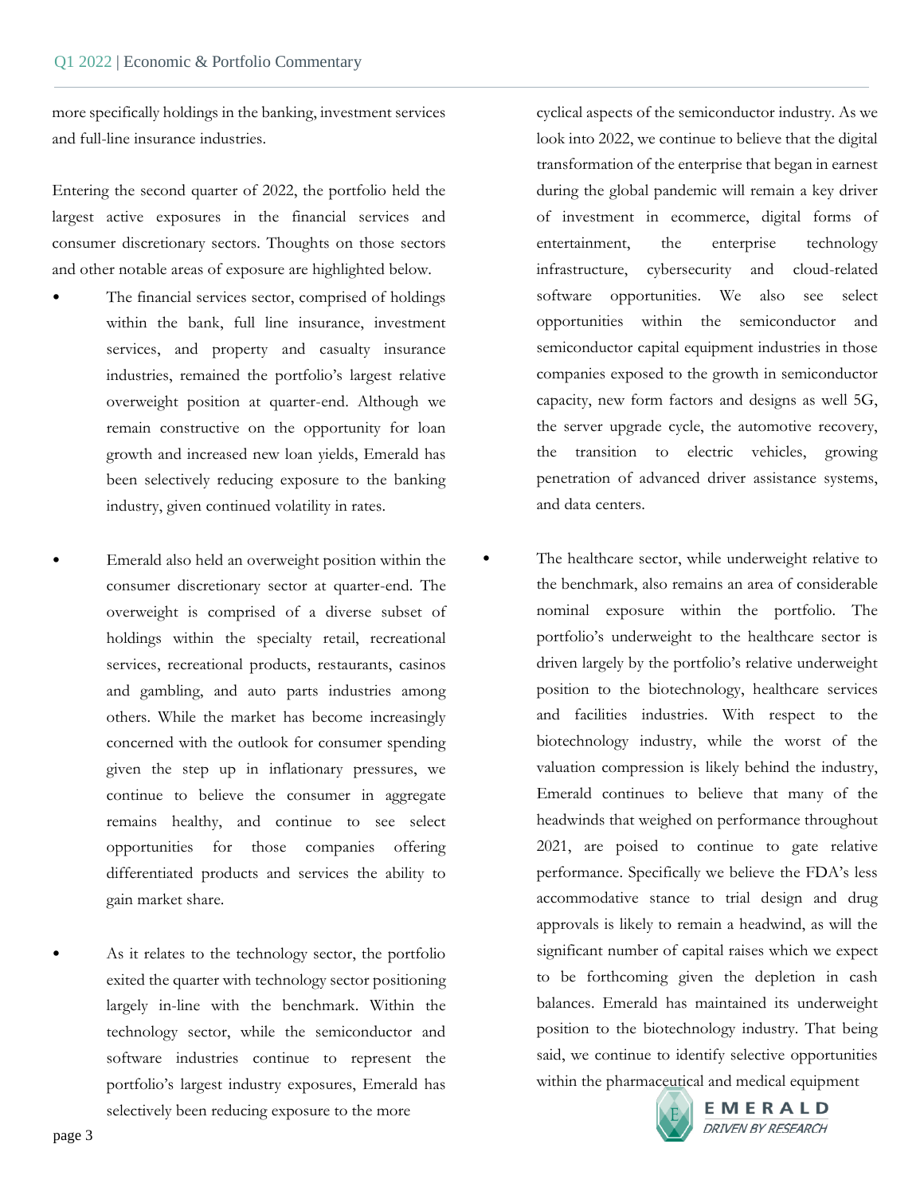more specifically holdings in the banking, investment services and full-line insurance industries.

Entering the second quarter of 2022, the portfolio held the largest active exposures in the financial services and consumer discretionary sectors. Thoughts on those sectors and other notable areas of exposure are highlighted below.

- The financial services sector, comprised of holdings within the bank, full line insurance, investment services, and property and casualty insurance industries, remained the portfolio's largest relative overweight position at quarter-end. Although we remain constructive on the opportunity for loan growth and increased new loan yields, Emerald has been selectively reducing exposure to the banking industry, given continued volatility in rates.

- Emerald also held an overweight position within the consumer discretionary sector at quarter-end. The overweight is comprised of a diverse subset of holdings within the specialty retail, recreational services, recreational products, restaurants, casinos and gambling, and auto parts industries among others. While the market has become increasingly concerned with the outlook for consumer spending given the step up in inflationary pressures, we continue to believe the consumer in aggregate remains healthy, and continue to see select opportunities for those companies offering differentiated products and services the ability to gain market share.

- As it relates to the technology sector, the portfolio exited the quarter with technology sector positioning largely in-line with the benchmark. Within the technology sector, while the semiconductor and software industries continue to represent the portfolio's largest industry exposures, Emerald has selectively been reducing exposure to the more cyclical aspects of the semiconductor industry. As we look into 2022, we continue to believe that the digital transformation of the enterprise that began in earnest during the global pandemic will remain a key driver of investment in ecommerce, digital forms of entertainment, the enterprise technology infrastructure, cybersecurity and cloud-related software opportunities. We also see select opportunities within the semiconductor and semiconductor capital equipment industries in those companies exposed to the growth in semiconductor capacity, new form factors and designs as well 5G, the server upgrade cycle, the automotive recovery, the transition to electric vehicles, growing penetration of advanced driver assistance systems, and data centers.

- The healthcare sector, while underweight relative to the benchmark, also remains an area of considerable nominal exposure within the portfolio. The portfolio's underweight to the healthcare sector is driven largely by the portfolio's relative underweight position to the biotechnology, healthcare services and facilities industries. With respect to the biotechnology industry, while the worst of the valuation compression is likely behind the industry, Emerald continues to believe that many of the headwinds that weighed on performance throughout 2021, are poised to continue to gate relative performance. Specifically we believe the FDA's less accommodative stance to trial design and drug approvals is likely to remain a headwind, as will the significant number of capital raises which we expect to be forthcoming given the depletion in cash balances. Emerald has maintained its underweight position to the biotechnology industry. That being said, we continue to identify selective opportunities within the pharmaceutical and medical equipment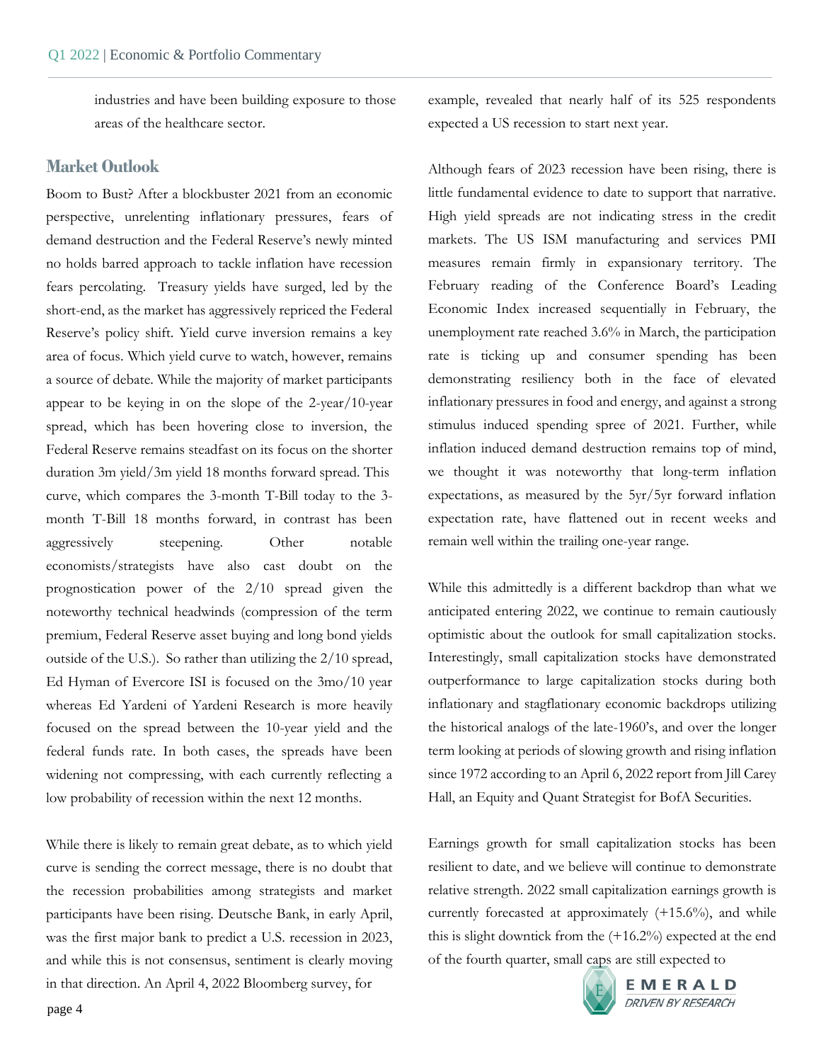industries and have been building exposure to those areas of the healthcare sector.

## Market Outlook

Boom to Bust? After a blockbuster 2021 from an economic perspective, unrelenting inflationary pressures, fears of demand destruction and the Federal Reserve's newly minted no holds barred approach to tackle inflation have recession fears percolating. Treasury yields have surged, led by the short-end, as the market has aggressively repriced the Federal Reserve's policy shift. Yield curve inversion remains a key area of focus. Which yield curve to watch, however, remains a source of debate. While the majority of market participants appear to be keying in on the slope of the 2-year/10-year spread, which has been hovering close to inversion, the Federal Reserve remains steadfast on its focus on the shorter duration 3m yield/3m yield 18 months forward spread. This curve, which compares the 3-month T-Bill today to the 3-month T-Bill 18 months forward, in contrast has been aggressively steepening. Other notable economists/strategists have also cast doubt on the prognostication power of the 2/10 spread given the noteworthy technical headwinds (compression of the term premium, Federal Reserve asset buying and long bond yields outside of the U.S.). So rather than utilizing the 2/10 spread, Ed Hyman of Evercore ISI is focused on the 3mo/10 year whereas Ed Yardeni of Yardeni Research is more heavily focused on the spread between the 10-year yield and the federal funds rate. In both cases, the spreads have been widening not compressing, with each currently reflecting a low probability of recession within the next 12 months.

While there is likely to remain great debate, as to which yield curve is sending the correct message, there is no doubt that the recession probabilities among strategists and market participants have been rising. Deutsche Bank, in early April, was the first major bank to predict a U.S. recession in 2023, and while this is not consensus, sentiment is clearly moving in that direction. An April 4, 2022 Bloomberg survey, for example, revealed that nearly half of its 525 respondents expected a US recession to start next year.

Although fears of 2023 recession have been rising, there is little fundamental evidence to date to support that narrative. High yield spreads are not indicating stress in the credit markets. The US ISM manufacturing and services PMI measures remain firmly in expansionary territory. The February reading of the Conference Board's Leading Economic Index increased sequentially in February, the unemployment rate reached 3.6% in March, the participation rate is ticking up and consumer spending has been demonstrating resiliency both in the face of elevated inflationary pressures in food and energy, and against a strong stimulus induced spending spree of 2021. Further, while inflation induced demand destruction remains top of mind, we thought it was noteworthy that long-term inflation expectations, as measured by the 5yr/5yr forward inflation expectation rate, have flattened out in recent weeks and remain well within the trailing one-year range.

While this admittedly is a different backdrop than what we anticipated entering 2022, we continue to remain cautiously optimistic about the outlook for small capitalization stocks. Interestingly, small capitalization stocks have demonstrated outperformance to large capitalization stocks during both inflationary and stagflationary economic backdrops utilizing the historical analogs of the late-1960's, and over the longer term looking at periods of slowing growth and rising inflation since 1972 according to an April 6, 2022 report from Jill Carey Hall, an Equity and Quant Strategist for BofA Securities.

Earnings growth for small capitalization stocks has been resilient to date, and we believe will continue to demonstrate relative strength. 2022 small capitalization earnings growth is currently forecasted at approximately (+15.6%), and while this is slight downtick from the (+16.2%) expected at the end of the fourth quarter, small caps are still expected to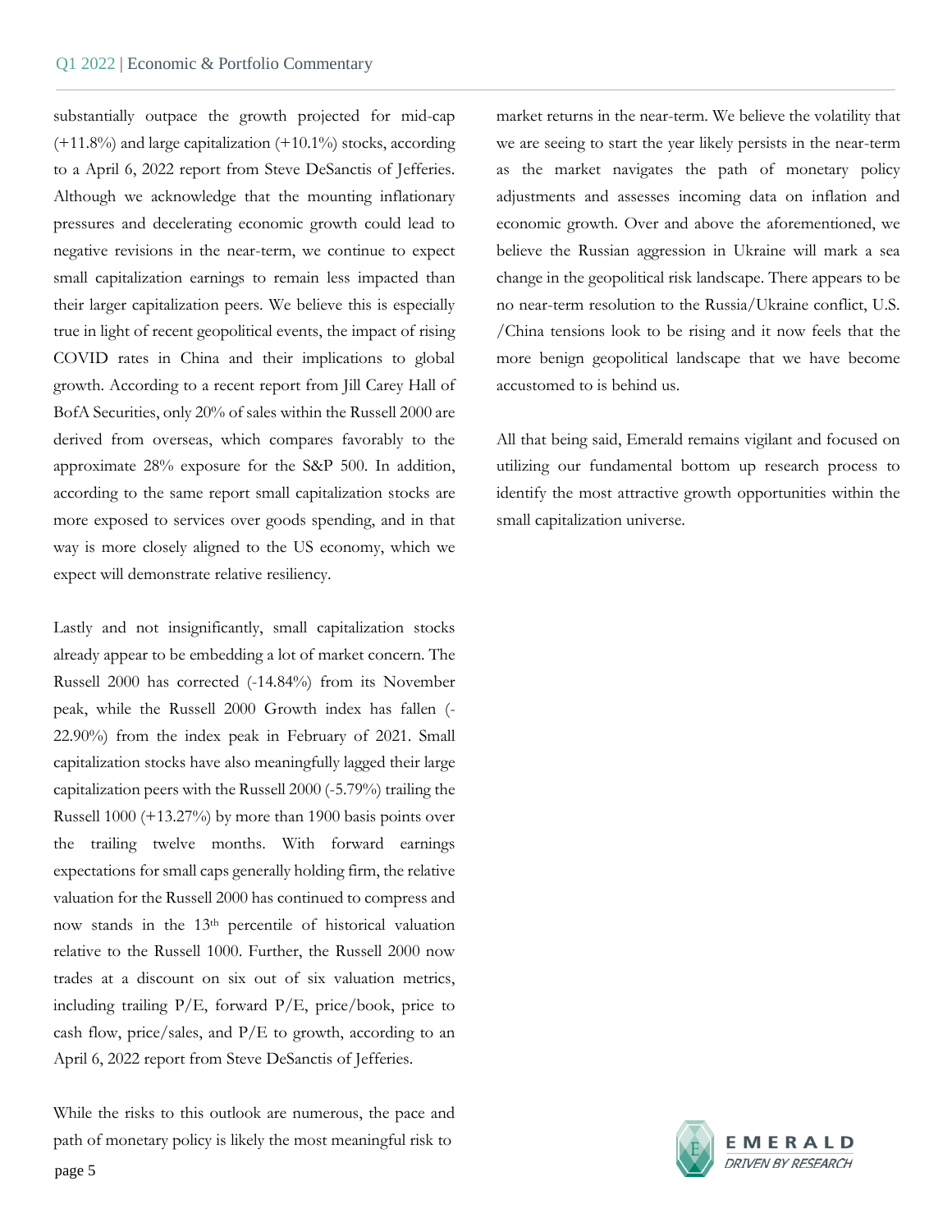substantially outpace the growth projected for mid-cap (+11.8%) and large capitalization (+10.1%) stocks, according to a April 6, 2022 report from Steve DeSanctis of Jefferies. Although we acknowledge that the mounting inflationary pressures and decelerating economic growth could lead to negative revisions in the near-term, we continue to expect small capitalization earnings to remain less impacted than their larger capitalization peers. We believe this is especially true in light of recent geopolitical events, the impact of rising COVID rates in China and their implications to global growth. According to a recent report from Jill Carey Hall of BofA Securities, only 20% of sales within the Russell 2000 are derived from overseas, which compares favorably to the approximate 28% exposure for the S&P 500. In addition, according to the same report small capitalization stocks are more exposed to services over goods spending, and in that way is more closely aligned to the US economy, which we expect will demonstrate relative resiliency.

Lastly and not insignificantly, small capitalization stocks already appear to be embedding a lot of market concern. The Russell 2000 has corrected (-14.84%) from its November peak, while the Russell 2000 Growth index has fallen (-22.90%) from the index peak in February of 2021. Small capitalization stocks have also meaningfully lagged their large capitalization peers with the Russell 2000 (-5.79%) trailing the Russell 1000 (+13.27%) by more than 1900 basis points over the trailing twelve months. With forward earnings expectations for small caps generally holding firm, the relative valuation for the Russell 2000 has continued to compress and now stands in the 13th percentile of historical valuation relative to the Russell 1000. Further, the Russell 2000 now trades at a discount on six out of six valuation metrics, including trailing P/E, forward P/E, price/book, price to cash flow, price/sales, and P/E to growth, according to an April 6, 2022 report from Steve DeSanctis of Jefferies.

While the risks to this outlook are numerous, the pace and path of monetary policy is likely the most meaningful risk to market returns in the near-term. We believe the volatility that we are seeing to start the year likely persists in the near-term as the market navigates the path of monetary policy adjustments and assesses incoming data on inflation and economic growth. Over and above the aforementioned, we believe the Russian aggression in Ukraine will mark a sea change in the geopolitical risk landscape. There appears to be no near-term resolution to the Russia/Ukraine conflict, U.S. /China tensions look to be rising and it now feels that the more benign geopolitical landscape that we have become accustomed to is behind us.

All that being said, Emerald remains vigilant and focused on utilizing our fundamental bottom up research process to identify the most attractive growth opportunities within the small capitalization universe.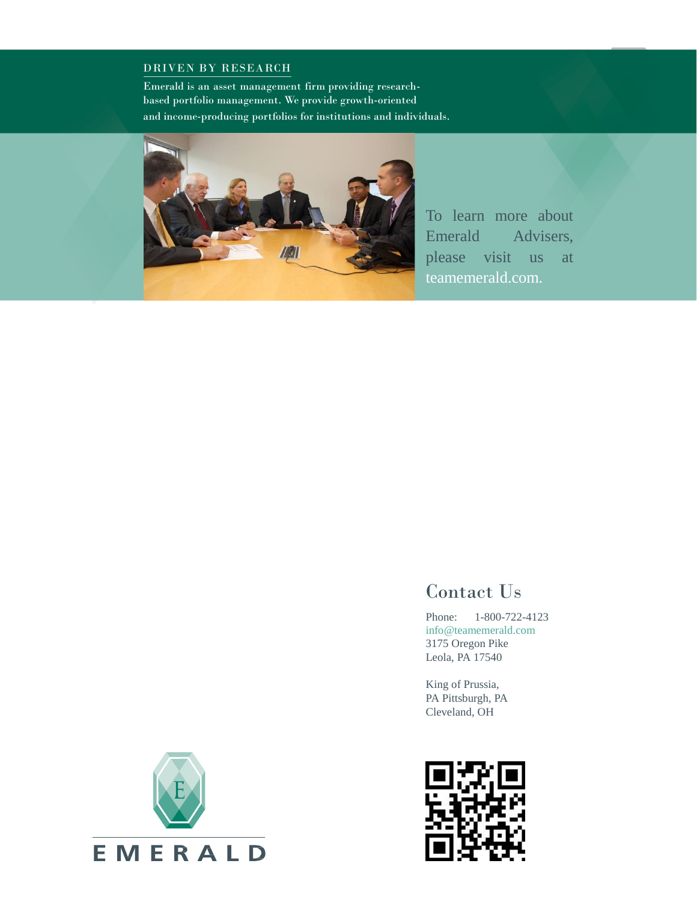## DRIVEN BY RESEARCH

Emerald is an asset management firm providing research-based portfolio management. We provide growth-oriented and income-producing portfolios for institutions and individuals.

To learn more about Emerald Advisers, please visit us at teamemerald.com.

## Contact Us

Phone: 1-800-722-4123
info@teamemerald.com
3175 Oregon Pike
Leola, PA 17540

King of Prussia,
PA Pittsburgh, PA
Cleveland, OH

EMERALD